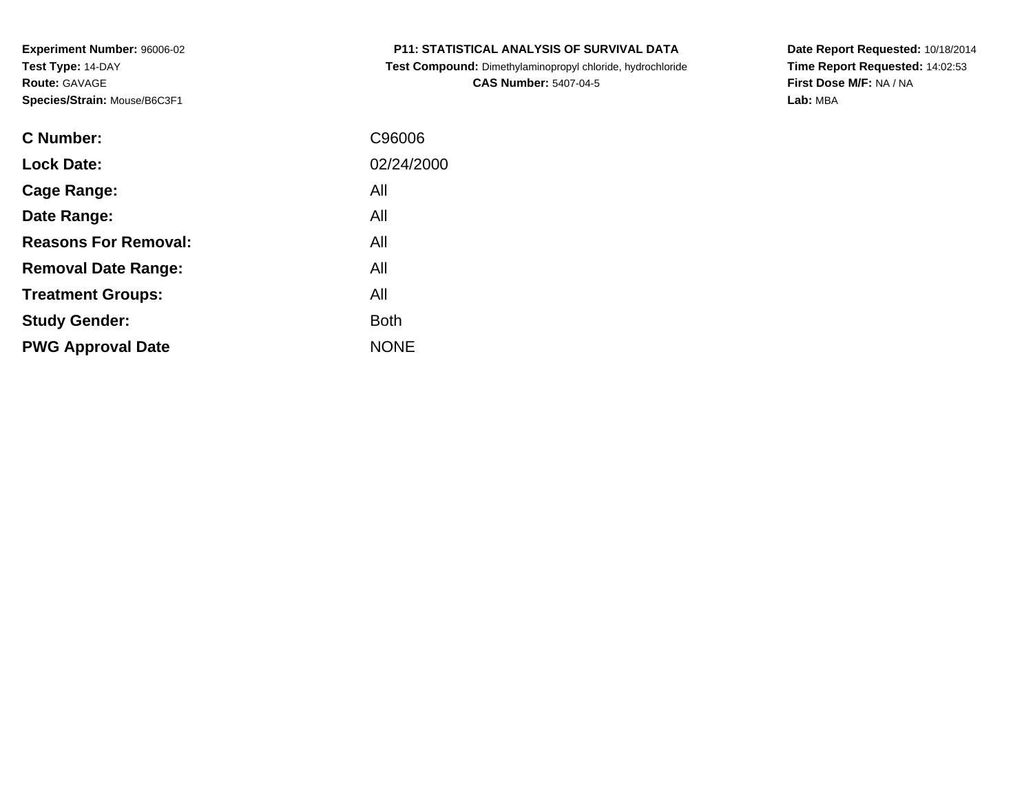**Experiment Number:** 96006-02
**Test Type:** 14-DAY
**Route:** GAVAGE
**Species/Strain:** Mouse/B6C3F1

**P11: STATISTICAL ANALYSIS OF SURVIVAL DATA**
**Test Compound:** Dimethylaminopropyl chloride, hydrochloride
**CAS Number:** 5407-04-5

**Date Report Requested:** 10/18/2014
**Time Report Requested:** 14:02:53
**First Dose M/F:** NA / NA
**Lab:** MBA

| | |
|---|---|
| **C Number:** | C96006 |
| **Lock Date:** | 02/24/2000 |
| **Cage Range:** | All |
| **Date Range:** | All |
| **Reasons For Removal:** | All |
| **Removal Date Range:** | All |
| **Treatment Groups:** | All |
| **Study Gender:** | Both |
| **PWG Approval Date** | NONE |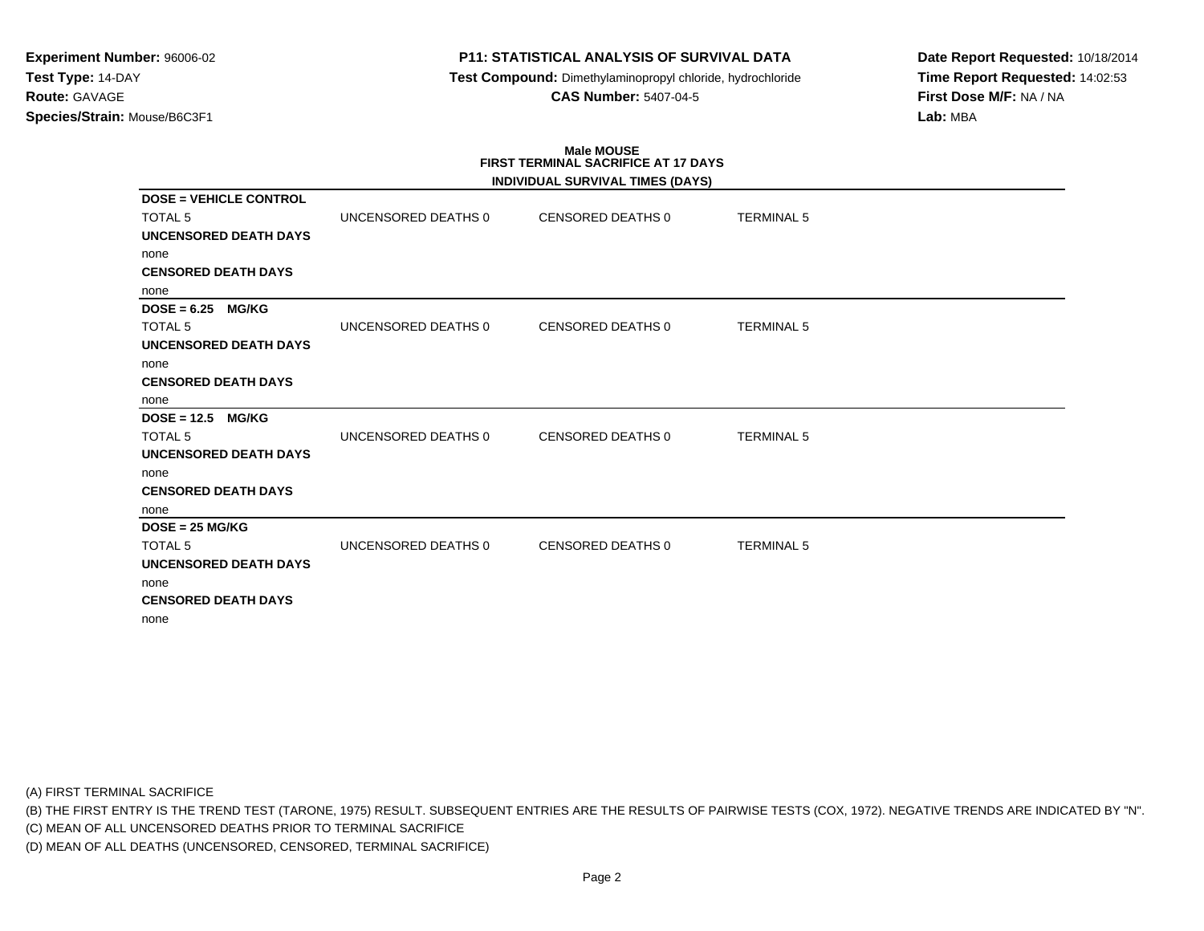**Experiment Number:** 96006-02
**Test Type:** 14-DAY
**Route:** GAVAGE
**Species/Strain:** Mouse/B6C3F1

**P11: STATISTICAL ANALYSIS OF SURVIVAL DATA**
**Test Compound:** Dimethylaminopropyl chloride, hydrochloride
**CAS Number:** 5407-04-5

**Date Report Requested:** 10/18/2014
**Time Report Requested:** 14:02:53
**First Dose M/F:** NA / NA
**Lab:** MBA

## Male MOUSE
### FIRST TERMINAL SACRIFICE AT 17 DAYS
### INDIVIDUAL SURVIVAL TIMES (DAYS)

**DOSE = VEHICLE CONTROL**

| TOTAL 5 | UNCENSORED DEATHS 0 | CENSORED DEATHS 0 | TERMINAL 5 |
|---|---|---|---|

**UNCENSORED DEATH DAYS**
none
**CENSORED DEATH DAYS**
none

**DOSE = 6.25 MG/KG**

| TOTAL 5 | UNCENSORED DEATHS 0 | CENSORED DEATHS 0 | TERMINAL 5 |
|---|---|---|---|

**UNCENSORED DEATH DAYS**
none
**CENSORED DEATH DAYS**
none

**DOSE = 12.5 MG/KG**

| TOTAL 5 | UNCENSORED DEATHS 0 | CENSORED DEATHS 0 | TERMINAL 5 |
|---|---|---|---|

**UNCENSORED DEATH DAYS**
none
**CENSORED DEATH DAYS**
none

**DOSE = 25 MG/KG**

| TOTAL 5 | UNCENSORED DEATHS 0 | CENSORED DEATHS 0 | TERMINAL 5 |
|---|---|---|---|

**UNCENSORED DEATH DAYS**
none
**CENSORED DEATH DAYS**
none

(A) FIRST TERMINAL SACRIFICE
(B) THE FIRST ENTRY IS THE TREND TEST (TARONE, 1975) RESULT. SUBSEQUENT ENTRIES ARE THE RESULTS OF PAIRWISE TESTS (COX, 1972). NEGATIVE TRENDS ARE INDICATED BY "N".
(C) MEAN OF ALL UNCENSORED DEATHS PRIOR TO TERMINAL SACRIFICE
(D) MEAN OF ALL DEATHS (UNCENSORED, CENSORED, TERMINAL SACRIFICE)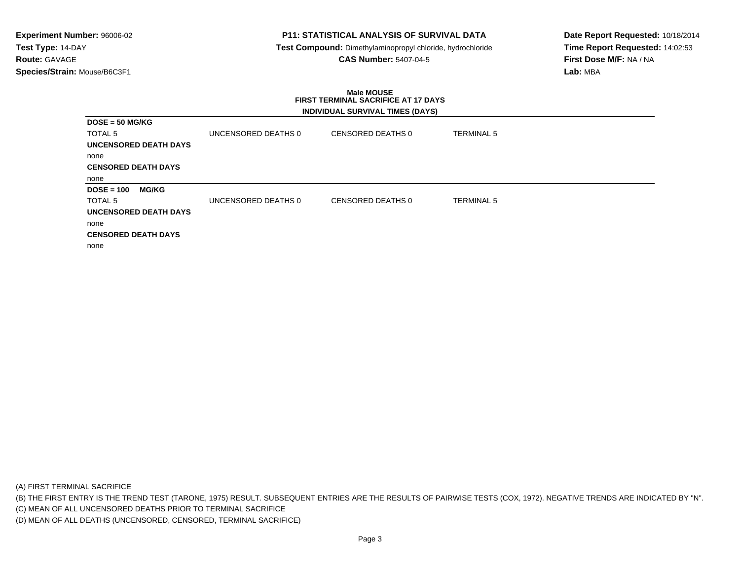**Experiment Number:** 96006-02
**Test Type:** 14-DAY
**Route:** GAVAGE
**Species/Strain:** Mouse/B6C3F1

**P11: STATISTICAL ANALYSIS OF SURVIVAL DATA**
**Test Compound:** Dimethylaminopropyl chloride, hydrochloride
**CAS Number:** 5407-04-5

**Date Report Requested:** 10/18/2014
**Time Report Requested:** 14:02:53
**First Dose M/F:** NA / NA
**Lab:** MBA

**Male MOUSE**
**FIRST TERMINAL SACRIFICE AT 17 DAYS**
**INDIVIDUAL SURVIVAL TIMES (DAYS)**

**DOSE = 50 MG/KG**

| TOTAL 5 | UNCENSORED DEATHS 0 | CENSORED DEATHS 0 | TERMINAL 5 |
|---|---|---|---|

**UNCENSORED DEATH DAYS**

none

**CENSORED DEATH DAYS**

none

**DOSE = 100 MG/KG**

| TOTAL 5 | UNCENSORED DEATHS 0 | CENSORED DEATHS 0 | TERMINAL 5 |
|---|---|---|---|

**UNCENSORED DEATH DAYS**

none

**CENSORED DEATH DAYS**

none

(A) FIRST TERMINAL SACRIFICE
(B) THE FIRST ENTRY IS THE TREND TEST (TARONE, 1975) RESULT. SUBSEQUENT ENTRIES ARE THE RESULTS OF PAIRWISE TESTS (COX, 1972). NEGATIVE TRENDS ARE INDICATED BY "N".
(C) MEAN OF ALL UNCENSORED DEATHS PRIOR TO TERMINAL SACRIFICE
(D) MEAN OF ALL DEATHS (UNCENSORED, CENSORED, TERMINAL SACRIFICE)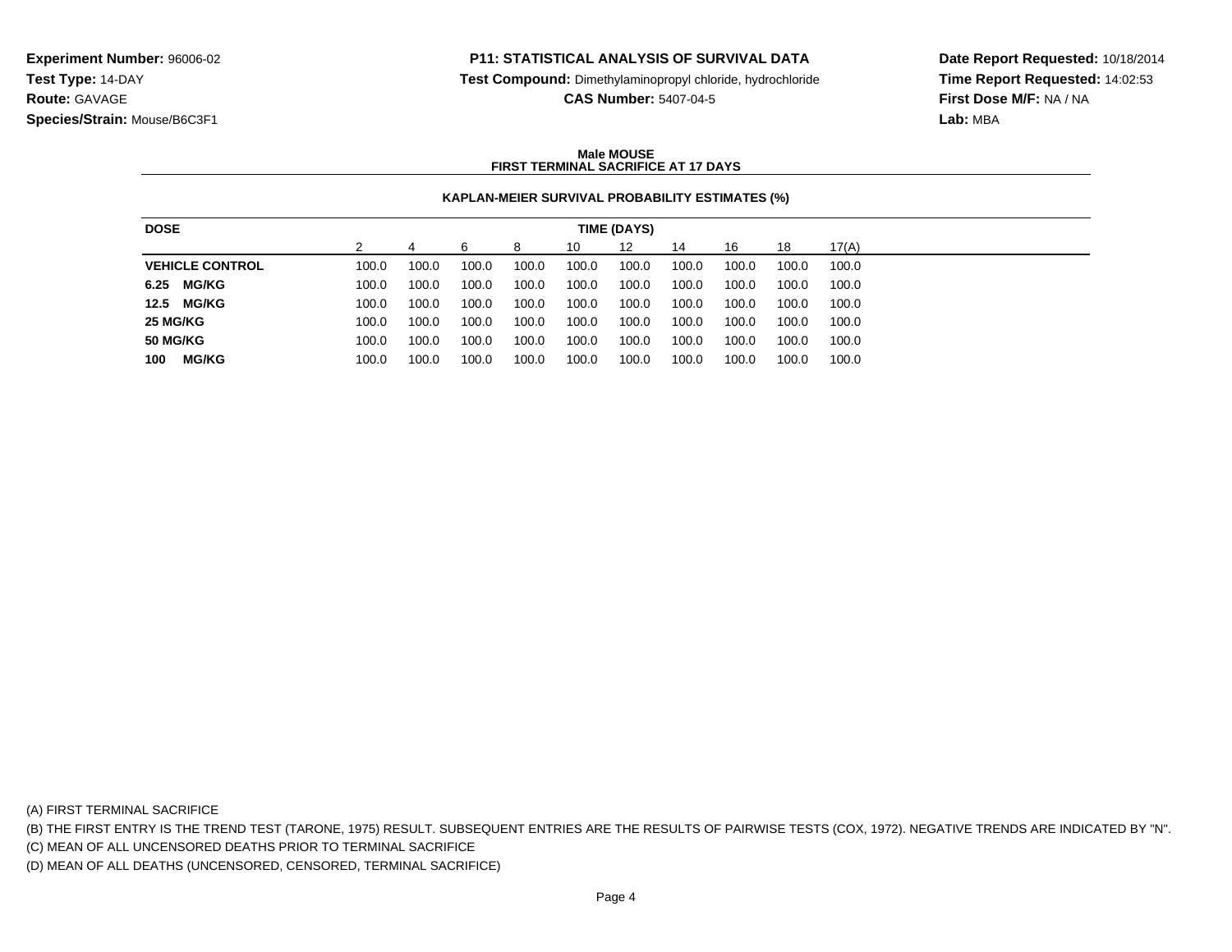**Experiment Number:** 96006-02
**Test Type:** 14-DAY
**Route:** GAVAGE
**Species/Strain:** Mouse/B6C3F1

**P11: STATISTICAL ANALYSIS OF SURVIVAL DATA**
**Test Compound:** Dimethylaminopropyl chloride, hydrochloride
**CAS Number:** 5407-04-5

**Date Report Requested:** 10/18/2014
**Time Report Requested:** 14:02:53
**First Dose M/F:** NA / NA
**Lab:** MBA

**Male MOUSE**
**FIRST TERMINAL SACRIFICE AT 17 DAYS**

**KAPLAN-MEIER SURVIVAL PROBABILITY ESTIMATES (%)**

| DOSE | TIME (DAYS) | | | | | | | | | |
|---|---|---|---|---|---|---|---|---|---|---|
| | 2 | 4 | 6 | 8 | 10 | 12 | 14 | 16 | 18 | 17(A) |
| **VEHICLE CONTROL** | 100.0 | 100.0 | 100.0 | 100.0 | 100.0 | 100.0 | 100.0 | 100.0 | 100.0 | 100.0 |
| **6.25 MG/KG** | 100.0 | 100.0 | 100.0 | 100.0 | 100.0 | 100.0 | 100.0 | 100.0 | 100.0 | 100.0 |
| **12.5 MG/KG** | 100.0 | 100.0 | 100.0 | 100.0 | 100.0 | 100.0 | 100.0 | 100.0 | 100.0 | 100.0 |
| **25 MG/KG** | 100.0 | 100.0 | 100.0 | 100.0 | 100.0 | 100.0 | 100.0 | 100.0 | 100.0 | 100.0 |
| **50 MG/KG** | 100.0 | 100.0 | 100.0 | 100.0 | 100.0 | 100.0 | 100.0 | 100.0 | 100.0 | 100.0 |
| **100 MG/KG** | 100.0 | 100.0 | 100.0 | 100.0 | 100.0 | 100.0 | 100.0 | 100.0 | 100.0 | 100.0 |

(A) FIRST TERMINAL SACRIFICE
(B) THE FIRST ENTRY IS THE TREND TEST (TARONE, 1975) RESULT. SUBSEQUENT ENTRIES ARE THE RESULTS OF PAIRWISE TESTS (COX, 1972). NEGATIVE TRENDS ARE INDICATED BY "N".
(C) MEAN OF ALL UNCENSORED DEATHS PRIOR TO TERMINAL SACRIFICE
(D) MEAN OF ALL DEATHS (UNCENSORED, CENSORED, TERMINAL SACRIFICE)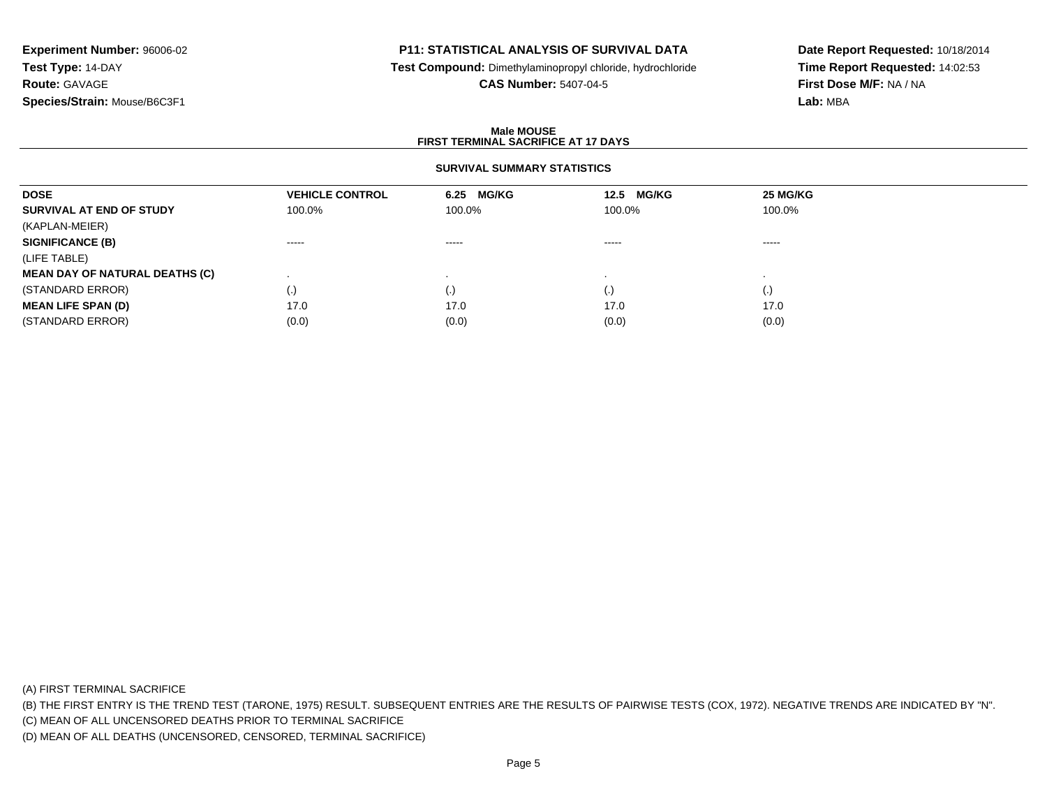**Experiment Number:** 96006-02
**Test Type:** 14-DAY
**Route:** GAVAGE
**Species/Strain:** Mouse/B6C3F1

**P11: STATISTICAL ANALYSIS OF SURVIVAL DATA**
**Test Compound:** Dimethylaminopropyl chloride, hydrochloride
**CAS Number:** 5407-04-5

**Date Report Requested:** 10/18/2014
**Time Report Requested:** 14:02:53
**First Dose M/F:** NA / NA
**Lab:** MBA

**Male MOUSE**
**FIRST TERMINAL SACRIFICE AT 17 DAYS**

**SURVIVAL SUMMARY STATISTICS**

| DOSE | VEHICLE CONTROL | 6.25 MG/KG | 12.5 MG/KG | 25 MG/KG |
|---|---|---|---|---|
| **SURVIVAL AT END OF STUDY** | 100.0% | 100.0% | 100.0% | 100.0% |
| (KAPLAN-MEIER) | | | | |
| **SIGNIFICANCE (B)** | ----- | ----- | ----- | ----- |
| (LIFE TABLE) | | | | |
| **MEAN DAY OF NATURAL DEATHS (C)** | . | . | . | . |
| (STANDARD ERROR) | (.) | (.) | (.) | (.) |
| **MEAN LIFE SPAN (D)** | 17.0 | 17.0 | 17.0 | 17.0 |
| (STANDARD ERROR) | (0.0) | (0.0) | (0.0) | (0.0) |

(A) FIRST TERMINAL SACRIFICE
(B) THE FIRST ENTRY IS THE TREND TEST (TARONE, 1975) RESULT. SUBSEQUENT ENTRIES ARE THE RESULTS OF PAIRWISE TESTS (COX, 1972). NEGATIVE TRENDS ARE INDICATED BY "N".
(C) MEAN OF ALL UNCENSORED DEATHS PRIOR TO TERMINAL SACRIFICE
(D) MEAN OF ALL DEATHS (UNCENSORED, CENSORED, TERMINAL SACRIFICE)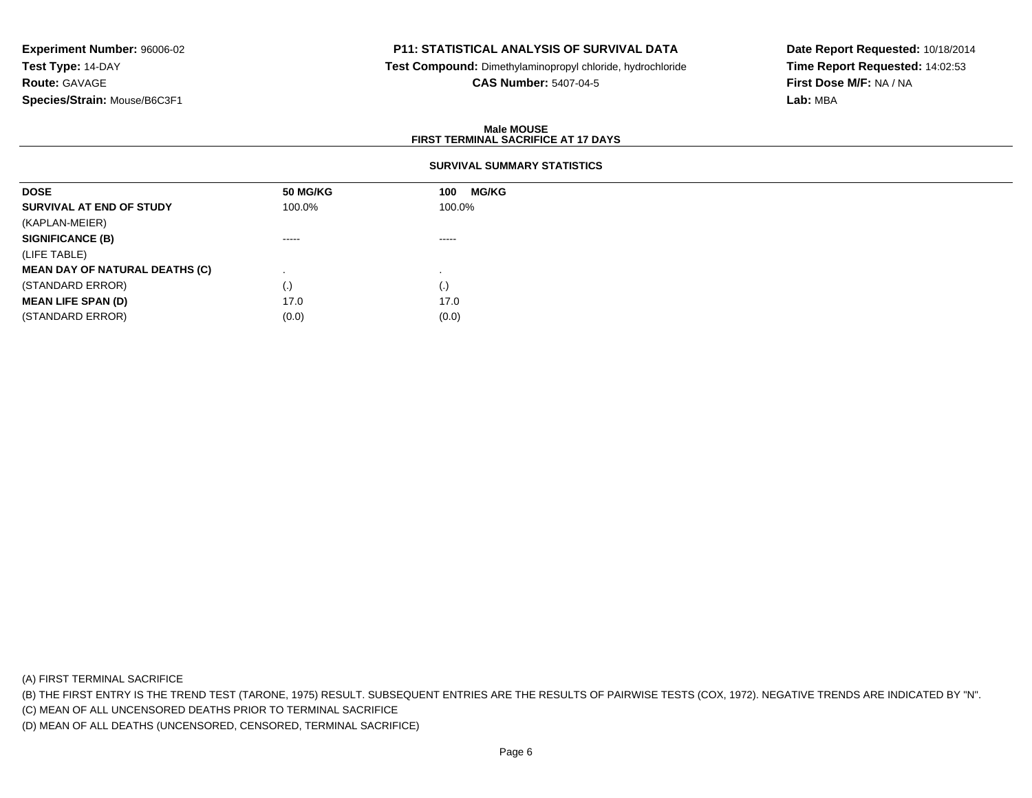**Experiment Number:** 96006-02
**Test Type:** 14-DAY
**Route:** GAVAGE
**Species/Strain:** Mouse/B6C3F1

**P11: STATISTICAL ANALYSIS OF SURVIVAL DATA**
**Test Compound:** Dimethylaminopropyl chloride, hydrochloride
**CAS Number:** 5407-04-5

**Date Report Requested:** 10/18/2014
**Time Report Requested:** 14:02:53
**First Dose M/F:** NA / NA
**Lab:** MBA

**Male MOUSE**
**FIRST TERMINAL SACRIFICE AT 17 DAYS**

**SURVIVAL SUMMARY STATISTICS**

| **DOSE** | **50 MG/KG** | **100 MG/KG** |
|---|---|---|
| **SURVIVAL AT END OF STUDY** | 100.0% | 100.0% |
| (KAPLAN-MEIER) | | |
| **SIGNIFICANCE (B)** | ----- | ----- |
| (LIFE TABLE) | | |
| **MEAN DAY OF NATURAL DEATHS (C)** | . | . |
| (STANDARD ERROR) | (.) | (.) |
| **MEAN LIFE SPAN (D)** | 17.0 | 17.0 |
| (STANDARD ERROR) | (0.0) | (0.0) |

(A) FIRST TERMINAL SACRIFICE
(B) THE FIRST ENTRY IS THE TREND TEST (TARONE, 1975) RESULT. SUBSEQUENT ENTRIES ARE THE RESULTS OF PAIRWISE TESTS (COX, 1972). NEGATIVE TRENDS ARE INDICATED BY "N".
(C) MEAN OF ALL UNCENSORED DEATHS PRIOR TO TERMINAL SACRIFICE
(D) MEAN OF ALL DEATHS (UNCENSORED, CENSORED, TERMINAL SACRIFICE)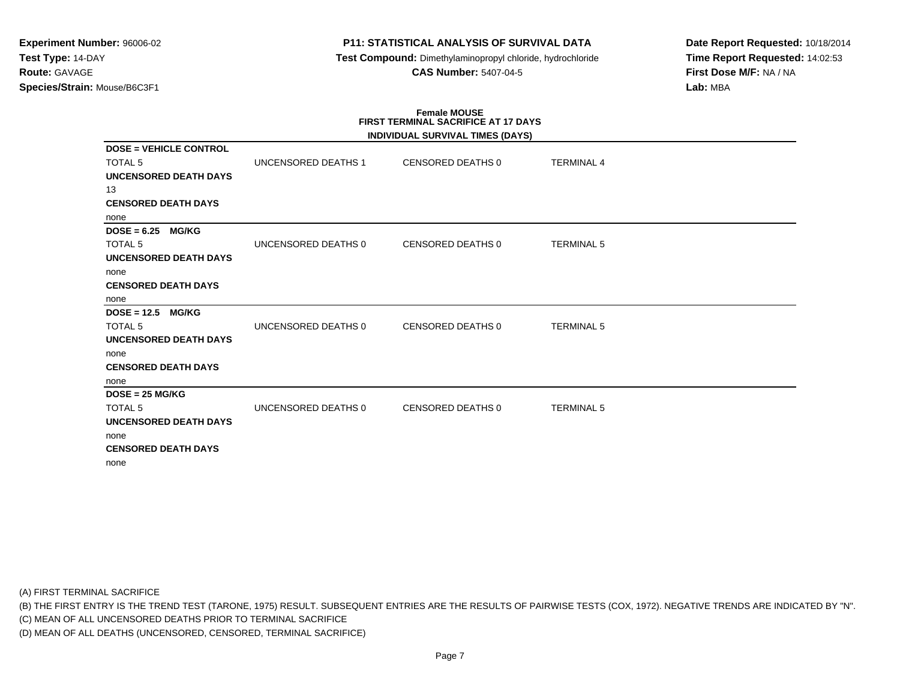**Experiment Number:** 96006-02
**Test Type:** 14-DAY
**Route:** GAVAGE
**Species/Strain:** Mouse/B6C3F1

**P11: STATISTICAL ANALYSIS OF SURVIVAL DATA**
**Test Compound:** Dimethylaminopropyl chloride, hydrochloride
**CAS Number:** 5407-04-5

**Date Report Requested:** 10/18/2014
**Time Report Requested:** 14:02:53
**First Dose M/F:** NA / NA
**Lab:** MBA

**Female MOUSE**
**FIRST TERMINAL SACRIFICE AT 17 DAYS**
**INDIVIDUAL SURVIVAL TIMES (DAYS)**

**DOSE = VEHICLE CONTROL**

| TOTAL 5 | UNCENSORED DEATHS 1 | CENSORED DEATHS 0 | TERMINAL 4 |
|---|---|---|---|

**UNCENSORED DEATH DAYS**
13
**CENSORED DEATH DAYS**
none

**DOSE = 6.25 MG/KG**

| TOTAL 5 | UNCENSORED DEATHS 0 | CENSORED DEATHS 0 | TERMINAL 5 |
|---|---|---|---|

**UNCENSORED DEATH DAYS**
none
**CENSORED DEATH DAYS**
none

**DOSE = 12.5 MG/KG**

| TOTAL 5 | UNCENSORED DEATHS 0 | CENSORED DEATHS 0 | TERMINAL 5 |
|---|---|---|---|

**UNCENSORED DEATH DAYS**
none
**CENSORED DEATH DAYS**
none

**DOSE = 25 MG/KG**

| TOTAL 5 | UNCENSORED DEATHS 0 | CENSORED DEATHS 0 | TERMINAL 5 |
|---|---|---|---|

**UNCENSORED DEATH DAYS**
none
**CENSORED DEATH DAYS**
none

(A) FIRST TERMINAL SACRIFICE
(B) THE FIRST ENTRY IS THE TREND TEST (TARONE, 1975) RESULT. SUBSEQUENT ENTRIES ARE THE RESULTS OF PAIRWISE TESTS (COX, 1972). NEGATIVE TRENDS ARE INDICATED BY "N".
(C) MEAN OF ALL UNCENSORED DEATHS PRIOR TO TERMINAL SACRIFICE
(D) MEAN OF ALL DEATHS (UNCENSORED, CENSORED, TERMINAL SACRIFICE)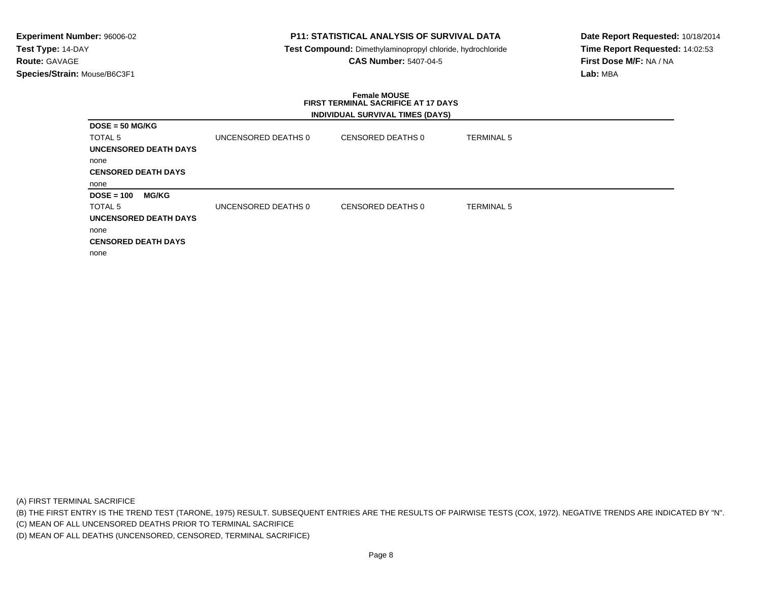**Experiment Number:** 96006-02
**Test Type:** 14-DAY
**Route:** GAVAGE
**Species/Strain:** Mouse/B6C3F1

**P11: STATISTICAL ANALYSIS OF SURVIVAL DATA**
**Test Compound:** Dimethylaminopropyl chloride, hydrochloride
**CAS Number:** 5407-04-5

**Date Report Requested:** 10/18/2014
**Time Report Requested:** 14:02:53
**First Dose M/F:** NA / NA
**Lab:** MBA

**Female MOUSE**
**FIRST TERMINAL SACRIFICE AT 17 DAYS**
**INDIVIDUAL SURVIVAL TIMES (DAYS)**

**DOSE = 50 MG/KG**

| TOTAL 5 | UNCENSORED DEATHS 0 | CENSORED DEATHS 0 | TERMINAL 5 |
|---|---|---|---|

**UNCENSORED DEATH DAYS**

none

**CENSORED DEATH DAYS**

none

**DOSE = 100 MG/KG**

| TOTAL 5 | UNCENSORED DEATHS 0 | CENSORED DEATHS 0 | TERMINAL 5 |
|---|---|---|---|

**UNCENSORED DEATH DAYS**

none

**CENSORED DEATH DAYS**

none

(A) FIRST TERMINAL SACRIFICE
(B) THE FIRST ENTRY IS THE TREND TEST (TARONE, 1975) RESULT. SUBSEQUENT ENTRIES ARE THE RESULTS OF PAIRWISE TESTS (COX, 1972). NEGATIVE TRENDS ARE INDICATED BY "N".
(C) MEAN OF ALL UNCENSORED DEATHS PRIOR TO TERMINAL SACRIFICE
(D) MEAN OF ALL DEATHS (UNCENSORED, CENSORED, TERMINAL SACRIFICE)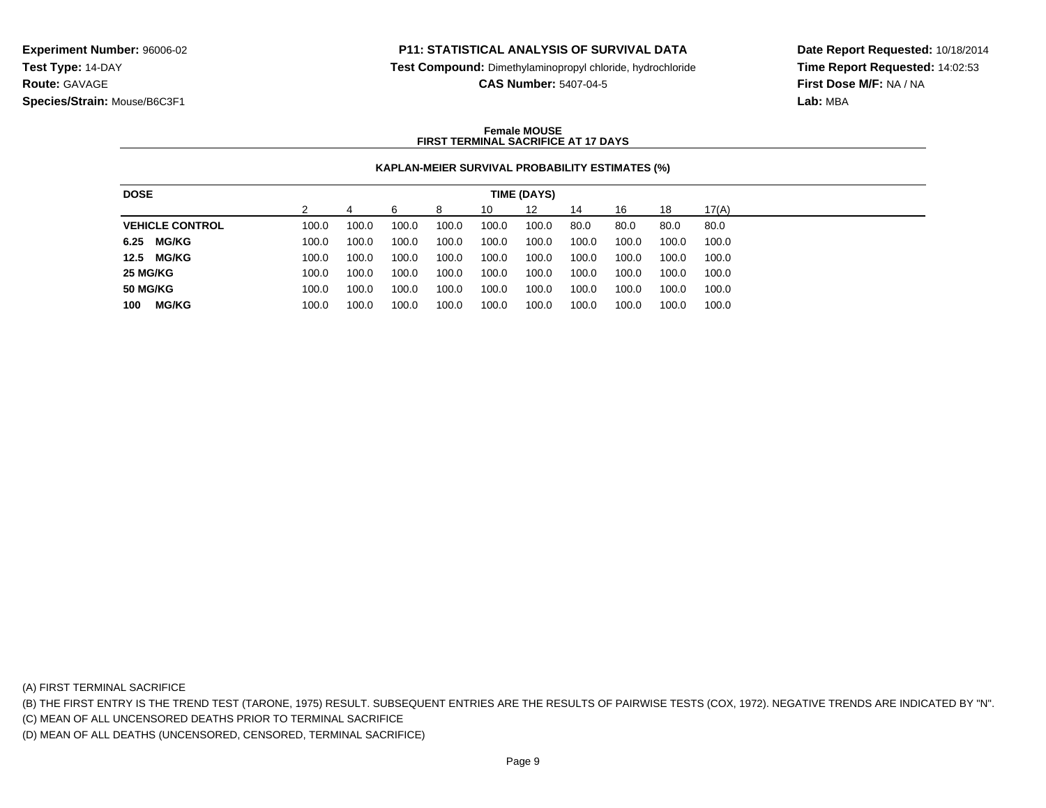**Experiment Number:** 96006-02
**Test Type:** 14-DAY
**Route:** GAVAGE
**Species/Strain:** Mouse/B6C3F1

**P11: STATISTICAL ANALYSIS OF SURVIVAL DATA**
**Test Compound:** Dimethylaminopropyl chloride, hydrochloride
**CAS Number:** 5407-04-5

**Date Report Requested:** 10/18/2014
**Time Report Requested:** 14:02:53
**First Dose M/F:** NA / NA
**Lab:** MBA

**Female MOUSE**
**FIRST TERMINAL SACRIFICE AT 17 DAYS**

**KAPLAN-MEIER SURVIVAL PROBABILITY ESTIMATES (%)**

| DOSE | TIME (DAYS) | | | | | | | | | |
|---|---|---|---|---|---|---|---|---|---|---|
| | 2 | 4 | 6 | 8 | 10 | 12 | 14 | 16 | 18 | 17(A) |
| **VEHICLE CONTROL** | 100.0 | 100.0 | 100.0 | 100.0 | 100.0 | 100.0 | 80.0 | 80.0 | 80.0 | 80.0 |
| **6.25 MG/KG** | 100.0 | 100.0 | 100.0 | 100.0 | 100.0 | 100.0 | 100.0 | 100.0 | 100.0 | 100.0 |
| **12.5 MG/KG** | 100.0 | 100.0 | 100.0 | 100.0 | 100.0 | 100.0 | 100.0 | 100.0 | 100.0 | 100.0 |
| **25 MG/KG** | 100.0 | 100.0 | 100.0 | 100.0 | 100.0 | 100.0 | 100.0 | 100.0 | 100.0 | 100.0 |
| **50 MG/KG** | 100.0 | 100.0 | 100.0 | 100.0 | 100.0 | 100.0 | 100.0 | 100.0 | 100.0 | 100.0 |
| **100 MG/KG** | 100.0 | 100.0 | 100.0 | 100.0 | 100.0 | 100.0 | 100.0 | 100.0 | 100.0 | 100.0 |

(A) FIRST TERMINAL SACRIFICE
(B) THE FIRST ENTRY IS THE TREND TEST (TARONE, 1975) RESULT. SUBSEQUENT ENTRIES ARE THE RESULTS OF PAIRWISE TESTS (COX, 1972). NEGATIVE TRENDS ARE INDICATED BY "N".
(C) MEAN OF ALL UNCENSORED DEATHS PRIOR TO TERMINAL SACRIFICE
(D) MEAN OF ALL DEATHS (UNCENSORED, CENSORED, TERMINAL SACRIFICE)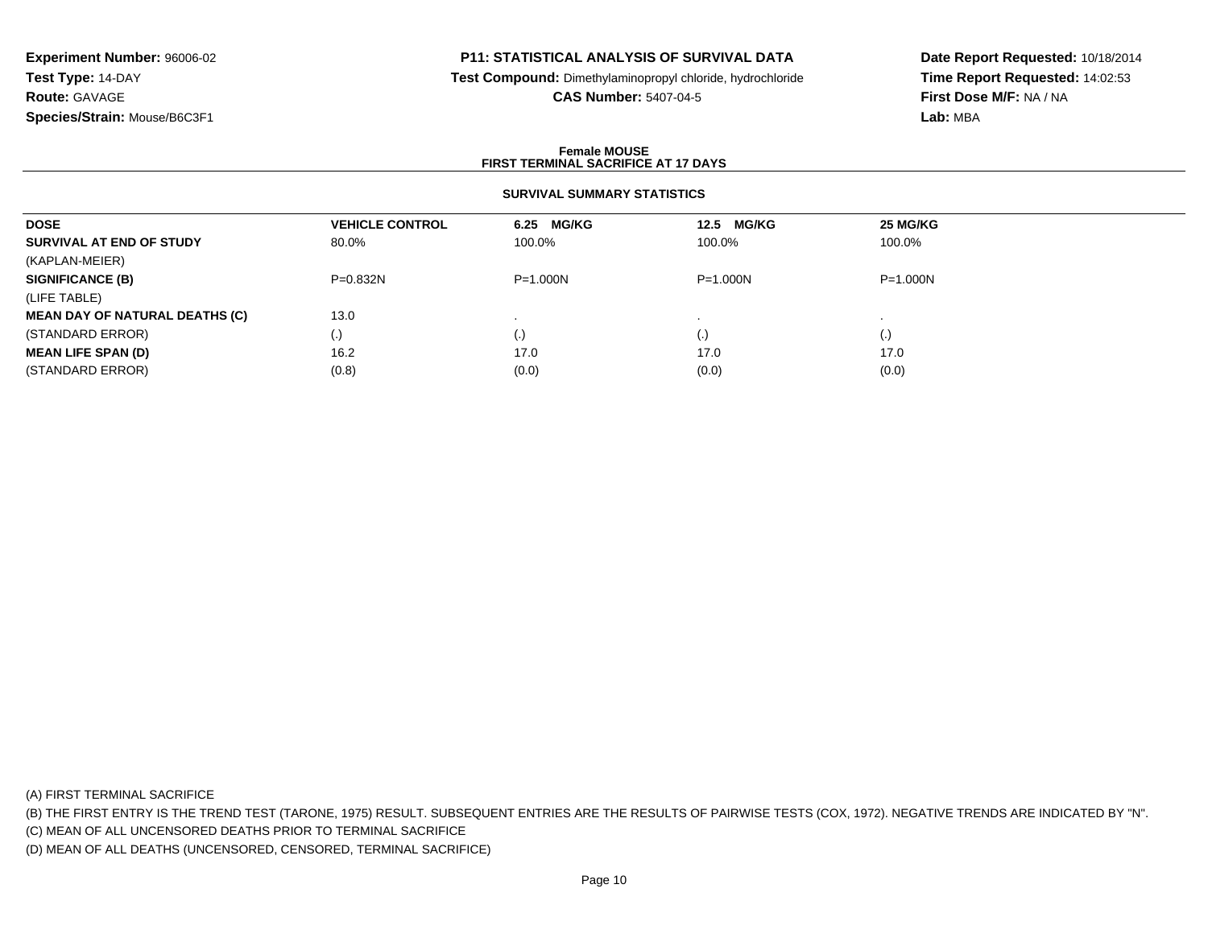**Experiment Number:** 96006-02
**Test Type:** 14-DAY
**Route:** GAVAGE
**Species/Strain:** Mouse/B6C3F1

**P11: STATISTICAL ANALYSIS OF SURVIVAL DATA**
**Test Compound:** Dimethylaminopropyl chloride, hydrochloride
**CAS Number:** 5407-04-5

**Date Report Requested:** 10/18/2014
**Time Report Requested:** 14:02:53
**First Dose M/F:** NA / NA
**Lab:** MBA

**Female MOUSE**
**FIRST TERMINAL SACRIFICE AT 17 DAYS**

**SURVIVAL SUMMARY STATISTICS**

| DOSE | VEHICLE CONTROL | 6.25 MG/KG | 12.5 MG/KG | 25 MG/KG |
|---|---|---|---|---|
| **SURVIVAL AT END OF STUDY** | 80.0% | 100.0% | 100.0% | 100.0% |
| (KAPLAN-MEIER) | | | | |
| **SIGNIFICANCE (B)** | P=0.832N | P=1.000N | P=1.000N | P=1.000N |
| (LIFE TABLE) | | | | |
| **MEAN DAY OF NATURAL DEATHS (C)** | 13.0 | . | . | . |
| (STANDARD ERROR) | (.) | (.) | (.) | (.) |
| **MEAN LIFE SPAN (D)** | 16.2 | 17.0 | 17.0 | 17.0 |
| (STANDARD ERROR) | (0.8) | (0.0) | (0.0) | (0.0) |

(A) FIRST TERMINAL SACRIFICE
(B) THE FIRST ENTRY IS THE TREND TEST (TARONE, 1975) RESULT. SUBSEQUENT ENTRIES ARE THE RESULTS OF PAIRWISE TESTS (COX, 1972). NEGATIVE TRENDS ARE INDICATED BY "N".
(C) MEAN OF ALL UNCENSORED DEATHS PRIOR TO TERMINAL SACRIFICE
(D) MEAN OF ALL DEATHS (UNCENSORED, CENSORED, TERMINAL SACRIFICE)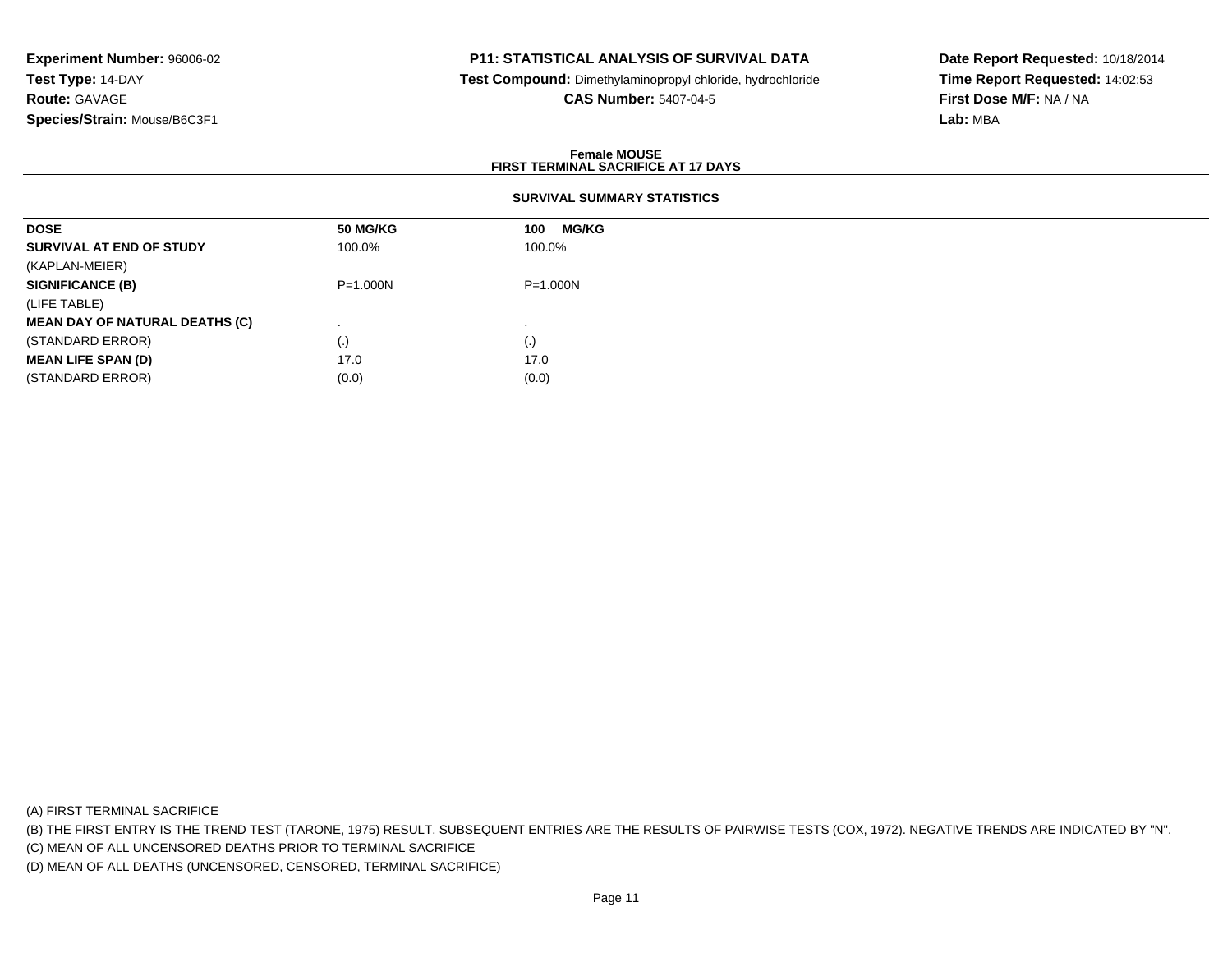**Experiment Number:** 96006-02
**Test Type:** 14-DAY
**Route:** GAVAGE
**Species/Strain:** Mouse/B6C3F1

**P11: STATISTICAL ANALYSIS OF SURVIVAL DATA**
**Test Compound:** Dimethylaminopropyl chloride, hydrochloride
**CAS Number:** 5407-04-5

**Date Report Requested:** 10/18/2014
**Time Report Requested:** 14:02:53
**First Dose M/F:** NA / NA
**Lab:** MBA

**Female MOUSE**
**FIRST TERMINAL SACRIFICE AT 17 DAYS**

**SURVIVAL SUMMARY STATISTICS**

| DOSE | 50 MG/KG | 100 MG/KG |
|---|---|---|
| **SURVIVAL AT END OF STUDY** | 100.0% | 100.0% |
| (KAPLAN-MEIER) | | |
| **SIGNIFICANCE (B)** | P=1.000N | P=1.000N |
| (LIFE TABLE) | | |
| **MEAN DAY OF NATURAL DEATHS (C)** | . | . |
| (STANDARD ERROR) | (.) | (.) |
| **MEAN LIFE SPAN (D)** | 17.0 | 17.0 |
| (STANDARD ERROR) | (0.0) | (0.0) |

(A) FIRST TERMINAL SACRIFICE
(B) THE FIRST ENTRY IS THE TREND TEST (TARONE, 1975) RESULT. SUBSEQUENT ENTRIES ARE THE RESULTS OF PAIRWISE TESTS (COX, 1972). NEGATIVE TRENDS ARE INDICATED BY "N".
(C) MEAN OF ALL UNCENSORED DEATHS PRIOR TO TERMINAL SACRIFICE
(D) MEAN OF ALL DEATHS (UNCENSORED, CENSORED, TERMINAL SACRIFICE)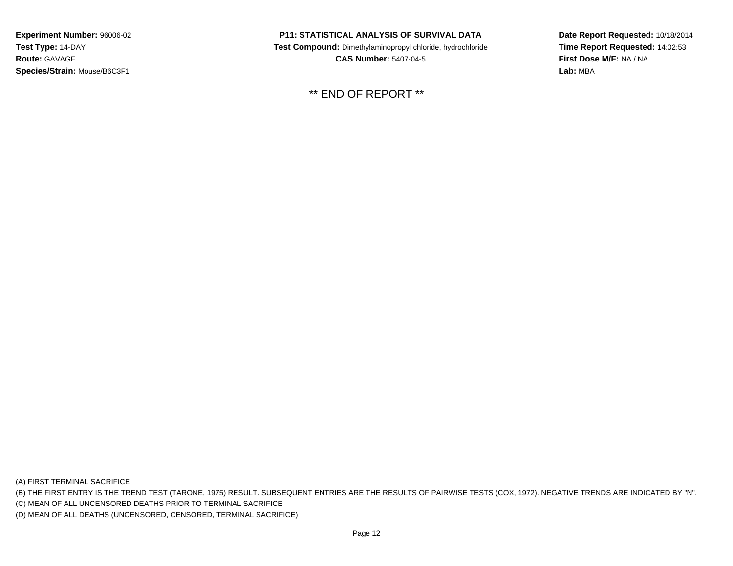**Experiment Number:** 96006-02
**Test Type:** 14-DAY
**Route:** GAVAGE
**Species/Strain:** Mouse/B6C3F1

**P11: STATISTICAL ANALYSIS OF SURVIVAL DATA**
**Test Compound:** Dimethylaminopropyl chloride, hydrochloride
**CAS Number:** 5407-04-5

**Date Report Requested:** 10/18/2014
**Time Report Requested:** 14:02:53
**First Dose M/F:** NA / NA
**Lab:** MBA

** END OF REPORT **

(A) FIRST TERMINAL SACRIFICE
(B) THE FIRST ENTRY IS THE TREND TEST (TARONE, 1975) RESULT. SUBSEQUENT ENTRIES ARE THE RESULTS OF PAIRWISE TESTS (COX, 1972). NEGATIVE TRENDS ARE INDICATED BY "N".
(C) MEAN OF ALL UNCENSORED DEATHS PRIOR TO TERMINAL SACRIFICE
(D) MEAN OF ALL DEATHS (UNCENSORED, CENSORED, TERMINAL SACRIFICE)